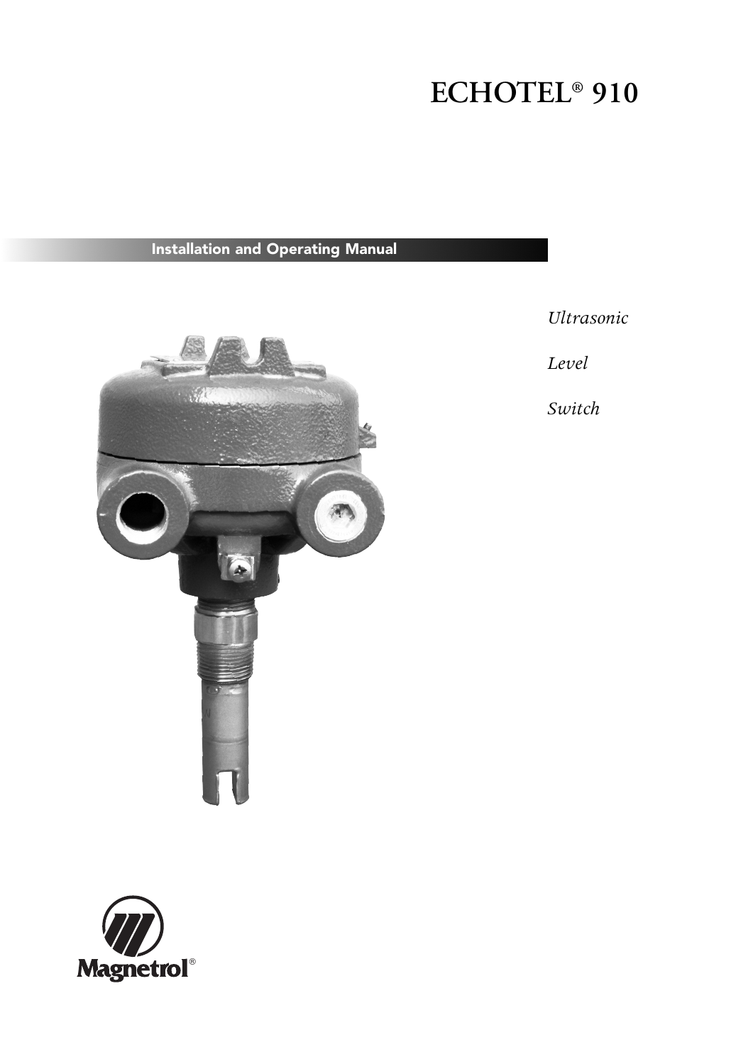# ECHOTEL® 910

**Installation and Operating Manual**

*Ultrasonic*

*Level*

*Switch*

Magnetrol®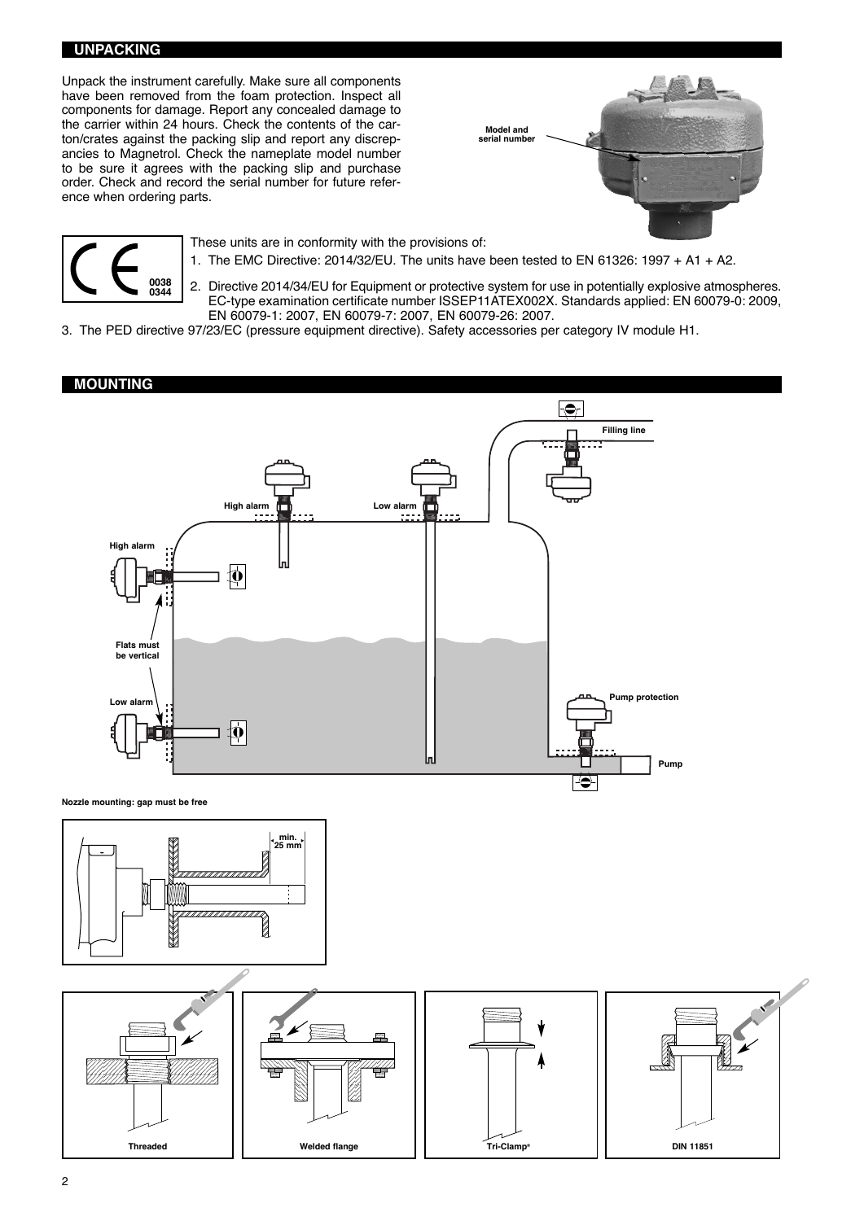## UNPACKING

Unpack the instrument carefully. Make sure all components have been removed from the foam protection. Inspect all components for damage. Report any concealed damage to the carrier within 24 hours. Check the contents of the carton/crates against the packing slip and report any discrepancies to Magnetrol. Check the nameplate model number to be sure it agrees with the packing slip and purchase order. Check and record the serial number for future reference when ordering parts.

Model and serial number

CE 0038 0344

These units are in conformity with the provisions of:

1. The EMC Directive: 2014/32/EU. The units have been tested to EN 61326: 1997 + A1 + A2.
2. Directive 2014/34/EU for Equipment or protective system for use in potentially explosive atmospheres. EC-type examination certificate number ISSEP11ATEX002X. Standards applied: EN 60079-0: 2009, EN 60079-1: 2007, EN 60079-7: 2007, EN 60079-26: 2007.
3. The PED directive 97/23/EC (pressure equipment directive). Safety accessories per category IV module H1.

## MOUNTING

Filling line

High alarm

Low alarm

High alarm

Flats must be vertical

Low alarm

Pump protection

Pump

Nozzle mounting: gap must be free

min. 25 mm

Threaded

Welded flange

Tri-Clamp®

DIN 11851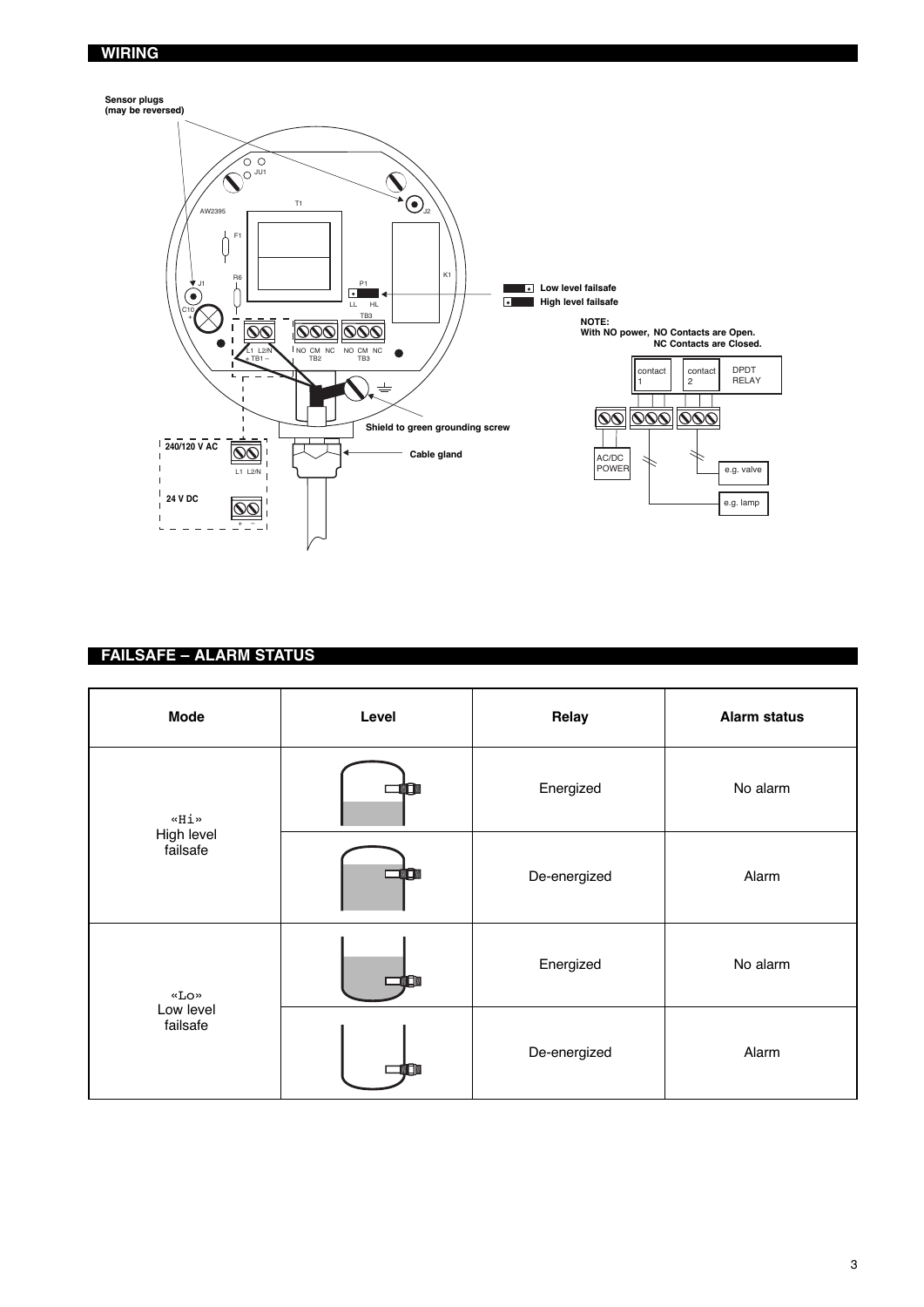## WIRING

Sensor plugs (may be reversed)

Low level failsafe

High level failsafe

NOTE:
With NO power, NO Contacts are Open.
NC Contacts are Closed.

Shield to green grounding screw

Cable gland

240/120 V AC

24 V DC

## FAILSAFE – ALARM STATUS

| Mode | Level | Relay | Alarm status |
|---|---|---|---|
| «Hi» High level failsafe | | Energized | No alarm |
| | | De-energized | Alarm |
| «Lo» Low level failsafe | | Energized | No alarm |
| | | De-energized | Alarm |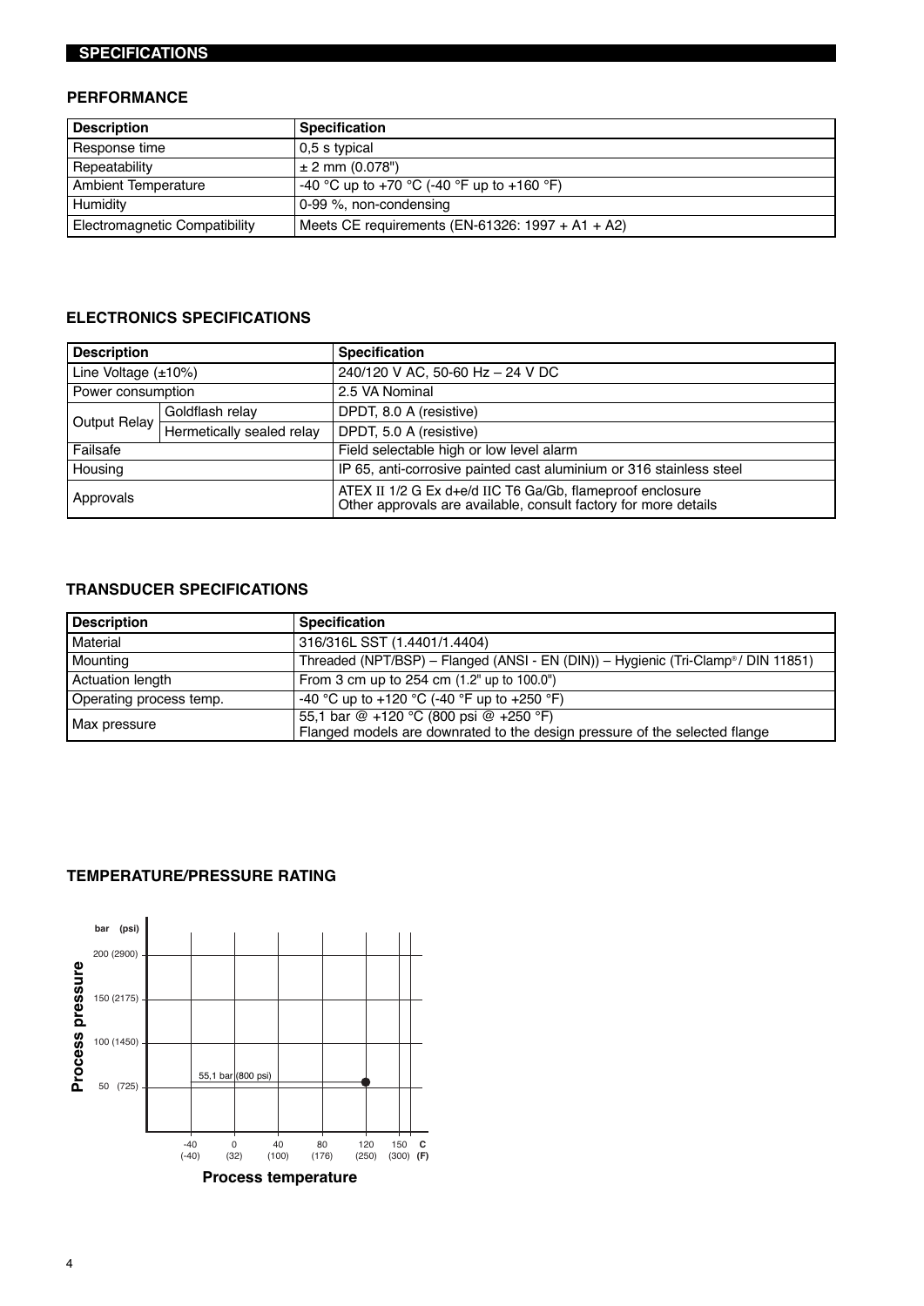## SPECIFICATIONS

### PERFORMANCE

| Description | Specification |
|---|---|
| Response time | 0,5 s typical |
| Repeatability | ± 2 mm (0.078") |
| Ambient Temperature | -40 °C up to +70 °C (-40 °F up to +160 °F) |
| Humidity | 0-99 %, non-condensing |
| Electromagnetic Compatibility | Meets CE requirements (EN-61326: 1997 + A1 + A2) |

### ELECTRONICS SPECIFICATIONS

| Description | | Specification |
|---|---|---|
| Line Voltage (±10%) | | 240/120 V AC, 50-60 Hz – 24 V DC |
| Power consumption | | 2.5 VA Nominal |
| Output Relay | Goldflash relay | DPDT, 8.0 A (resistive) |
| | Hermetically sealed relay | DPDT, 5.0 A (resistive) |
| Failsafe | | Field selectable high or low level alarm |
| Housing | | IP 65, anti-corrosive painted cast aluminium or 316 stainless steel |
| Approvals | | ATEX II 1/2 G Ex d+e/d IIC T6 Ga/Gb, flameproof enclosure<br>Other approvals are available, consult factory for more details |

### TRANSDUCER SPECIFICATIONS

| Description | Specification |
|---|---|
| Material | 316/316L SST (1.4401/1.4404) |
| Mounting | Threaded (NPT/BSP) – Flanged (ANSI - EN (DIN)) – Hygienic (Tri-Clamp®/ DIN 11851) |
| Actuation length | From 3 cm up to 254 cm (1.2" up to 100.0") |
| Operating process temp. | -40 °C up to +120 °C (-40 °F up to +250 °F) |
| Max pressure | 55,1 bar @ +120 °C (800 psi @ +250 °F)<br>Flanged models are downrated to the design pressure of the selected flange |

### TEMPERATURE/PRESSURE RATING

Process pressure — bar (psi): 50 (725), 100 (1450), 150 (2175), 200 (2900)

55,1 bar (800 psi)

Process temperature — C (F): -40 (-40), 0 (32), 40 (100), 80 (176), 120 (250), 150 (300)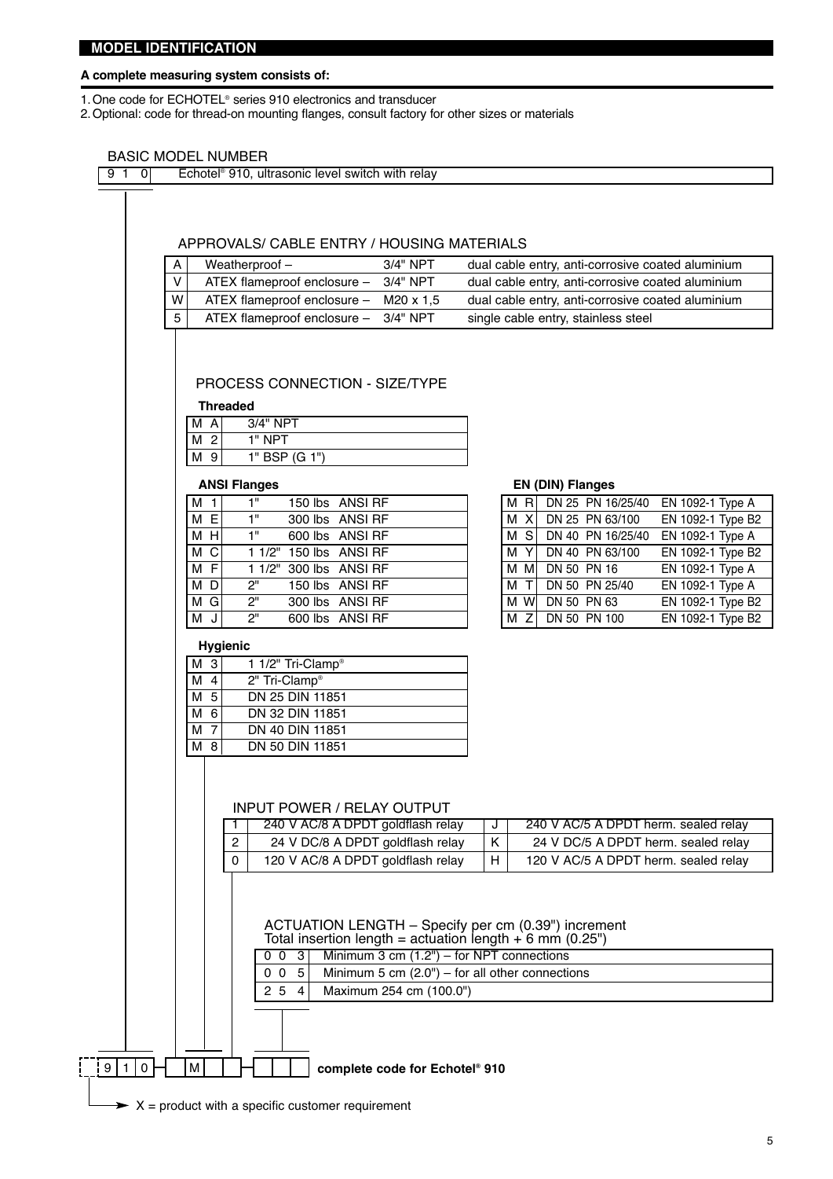## MODEL IDENTIFICATION

**A complete measuring system consists of:**

1. One code for ECHOTEL® series 910 electronics and transducer
2. Optional: code for thread-on mounting flanges, consult factory for other sizes or materials

### BASIC MODEL NUMBER

| Code | Description |
|---|---|
| 9 1 0 | Echotel® 910, ultrasonic level switch with relay |

### APPROVALS/ CABLE ENTRY / HOUSING MATERIALS

| Code | Approval | Cable entry | Housing |
|---|---|---|---|
| A | Weatherproof – | 3/4" NPT | dual cable entry, anti-corrosive coated aluminium |
| V | ATEX flameproof enclosure – | 3/4" NPT | dual cable entry, anti-corrosive coated aluminium |
| W | ATEX flameproof enclosure – | M20 x 1,5 | dual cable entry, anti-corrosive coated aluminium |
| 5 | ATEX flameproof enclosure – | 3/4" NPT | single cable entry, stainless steel |

### PROCESS CONNECTION - SIZE/TYPE

**Threaded**

| Code | Description |
|---|---|
| M A | 3/4" NPT |
| M 2 | 1" NPT |
| M 9 | 1" BSP (G 1") |

**ANSI Flanges**

| Code | Size | Rating |
|---|---|---|
| M 1 | 1" | 150 lbs ANSI RF |
| M E | 1" | 300 lbs ANSI RF |
| M H | 1" | 600 lbs ANSI RF |
| M C | 1 1/2" | 150 lbs ANSI RF |
| M F | 1 1/2" | 300 lbs ANSI RF |
| M D | 2" | 150 lbs ANSI RF |
| M G | 2" | 300 lbs ANSI RF |
| M J | 2" | 600 lbs ANSI RF |

**EN (DIN) Flanges**

| Code | Size/Rating | Type |
|---|---|---|
| M R | DN 25 PN 16/25/40 | EN 1092-1 Type A |
| M X | DN 25 PN 63/100 | EN 1092-1 Type B2 |
| M S | DN 40 PN 16/25/40 | EN 1092-1 Type A |
| M Y | DN 40 PN 63/100 | EN 1092-1 Type B2 |
| M M | DN 50 PN 16 | EN 1092-1 Type A |
| M T | DN 50 PN 25/40 | EN 1092-1 Type A |
| M W | DN 50 PN 63 | EN 1092-1 Type B2 |
| M Z | DN 50 PN 100 | EN 1092-1 Type B2 |

**Hygienic**

| Code | Description |
|---|---|
| M 3 | 1 1/2" Tri-Clamp® |
| M 4 | 2" Tri-Clamp® |
| M 5 | DN 25 DIN 11851 |
| M 6 | DN 32 DIN 11851 |
| M 7 | DN 40 DIN 11851 |
| M 8 | DN 50 DIN 11851 |

### INPUT POWER / RELAY OUTPUT

| Code | Description | Code | Description |
|---|---|---|---|
| 1 | 240 V AC/8 A DPDT goldflash relay | J | 240 V AC/5 A DPDT herm. sealed relay |
| 2 | 24 V DC/8 A DPDT goldflash relay | K | 24 V DC/5 A DPDT herm. sealed relay |
| 0 | 120 V AC/8 A DPDT goldflash relay | H | 120 V AC/5 A DPDT herm. sealed relay |

### ACTUATION LENGTH – Specify per cm (0.39") increment
Total insertion length = actuation length + 6 mm (0.25")

| Code | Description |
|---|---|
| 0 0 3 | Minimum 3 cm (1.2") – for NPT connections |
| 0 0 5 | Minimum 5 cm (2.0") – for all other connections |
| 2 5 4 | Maximum 254 cm (100.0") |

| 9 1 0 | | M | | | | | | **complete code for Echotel® 910** |
|---|---|---|---|---|---|---|---|---|

X = product with a specific customer requirement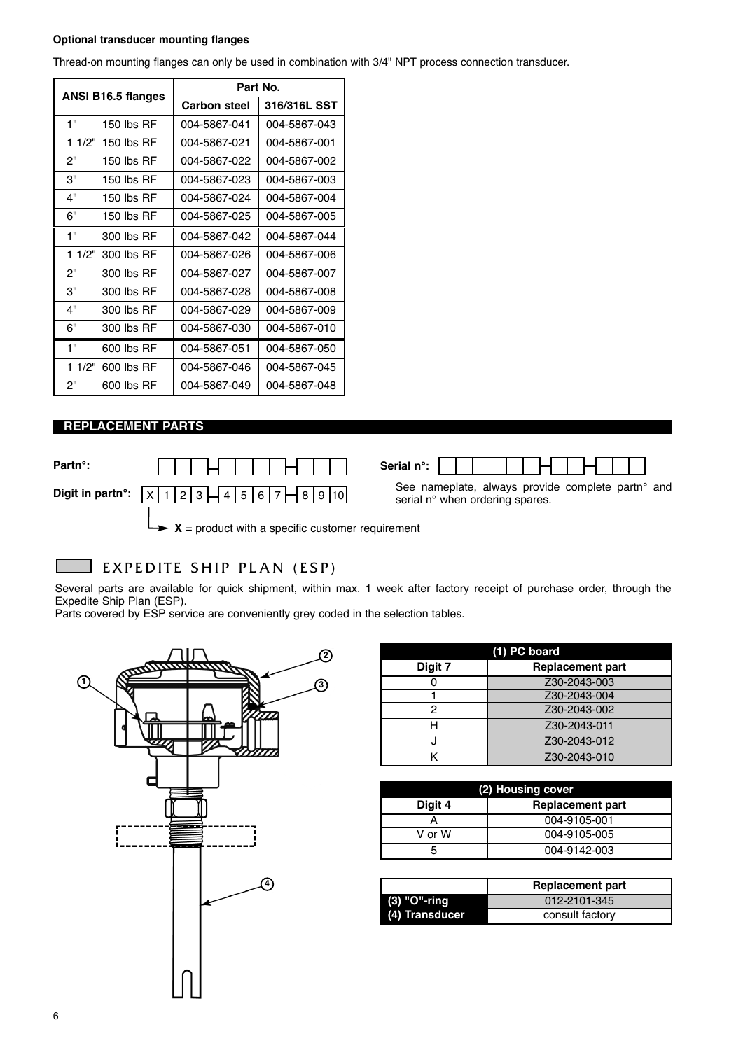**Optional transducer mounting flanges**

Thread-on mounting flanges can only be used in combination with 3/4" NPT process connection transducer.

| ANSI B16.5 flanges | Part No. | |
|---|---|---|
| | Carbon steel | 316/316L SST |
| 1" 150 lbs RF | 004-5867-041 | 004-5867-043 |
| 1 1/2" 150 lbs RF | 004-5867-021 | 004-5867-001 |
| 2" 150 lbs RF | 004-5867-022 | 004-5867-002 |
| 3" 150 lbs RF | 004-5867-023 | 004-5867-003 |
| 4" 150 lbs RF | 004-5867-024 | 004-5867-004 |
| 6" 150 lbs RF | 004-5867-025 | 004-5867-005 |
| 1" 300 lbs RF | 004-5867-042 | 004-5867-044 |
| 1 1/2" 300 lbs RF | 004-5867-026 | 004-5867-006 |
| 2" 300 lbs RF | 004-5867-027 | 004-5867-007 |
| 3" 300 lbs RF | 004-5867-028 | 004-5867-008 |
| 4" 300 lbs RF | 004-5867-029 | 004-5867-009 |
| 6" 300 lbs RF | 004-5867-030 | 004-5867-010 |
| 1" 600 lbs RF | 004-5867-051 | 004-5867-050 |
| 1 1/2" 600 lbs RF | 004-5867-046 | 004-5867-045 |
| 2" 600 lbs RF | 004-5867-049 | 004-5867-048 |

## REPLACEMENT PARTS

**Partn°:** ☐☐☐ – ☐☐☐☐ – ☐☐☐

**Digit in partn°:** X 1 2 3 – 4 5 6 7 – 8 9 10

**X** = product with a specific customer requirement

**Serial n°:** ☐☐☐☐☐☐ – ☐☐ – ☐☐☐

See nameplate, always provide complete partn° and serial n° when ordering spares.

## EXPEDITE SHIP PLAN (ESP)

Several parts are available for quick shipment, within max. 1 week after factory receipt of purchase order, through the Expedite Ship Plan (ESP).
Parts covered by ESP service are conveniently grey coded in the selection tables.

| (1) PC board | |
|---|---|
| Digit 7 | Replacement part |
| 0 | Z30-2043-003 |
| 1 | Z30-2043-004 |
| 2 | Z30-2043-002 |
| H | Z30-2043-011 |
| J | Z30-2043-012 |
| K | Z30-2043-010 |

| (2) Housing cover | |
|---|---|
| Digit 4 | Replacement part |
| A | 004-9105-001 |
| V or W | 004-9105-005 |
| 5 | 004-9142-003 |

| | Replacement part |
|---|---|
| (3) "O"-ring | 012-2101-345 |
| (4) Transducer | consult factory |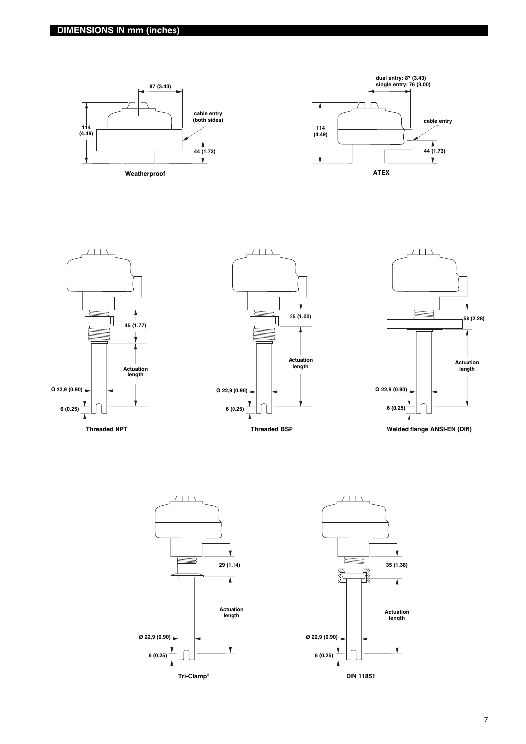## DIMENSIONS IN mm (inches)

87 (3.43)

114 (4.49)

cable entry (both sides)

44 (1.73)

Weatherproof

dual entry: 87 (3.43)
single entry: 76 (3.00)

114 (4.49)

cable entry

44 (1.73)

ATEX

45 (1.77)

Actuation length

Ø 22,9 (0.90)

6 (0.25)

Threaded NPT

25 (1.00)

Actuation length

Ø 22,9 (0.90)

6 (0.25)

Threaded BSP

58 (2.28)

Actuation length

Ø 22,9 (0.90)

6 (0.25)

Welded flange ANSI-EN (DIN)

29 (1.14)

Actuation length

Ø 22,9 (0.90)

6 (0.25)

Tri-Clamp®

35 (1.38)

Actuation length

Ø 22,9 (0.90)

6 (0.25)

DIN 11851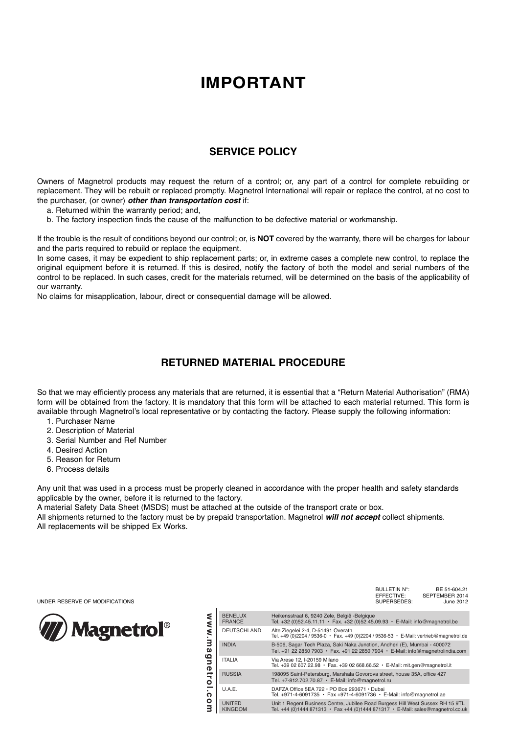# IMPORTANT

## SERVICE POLICY

Owners of Magnetrol products may request the return of a control; or, any part of a control for complete rebuilding or replacement. They will be rebuilt or replaced promptly. Magnetrol International will repair or replace the control, at no cost to the purchaser, (or owner) ***other than transportation cost*** if:

a. Returned within the warranty period; and,

b. The factory inspection finds the cause of the malfunction to be defective material or workmanship.

If the trouble is the result of conditions beyond our control; or, is **NOT** covered by the warranty, there will be charges for labour and the parts required to rebuild or replace the equipment.

In some cases, it may be expedient to ship replacement parts; or, in extreme cases a complete new control, to replace the original equipment before it is returned. If this is desired, notify the factory of both the model and serial numbers of the control to be replaced. In such cases, credit for the materials returned, will be determined on the basis of the applicability of our warranty.

No claims for misapplication, labour, direct or consequential damage will be allowed.

## RETURNED MATERIAL PROCEDURE

So that we may efficiently process any materials that are returned, it is essential that a "Return Material Authorisation" (RMA) form will be obtained from the factory. It is mandatory that this form will be attached to each material returned. This form is available through Magnetrol's local representative or by contacting the factory. Please supply the following information:

1. Purchaser Name
2. Description of Material
3. Serial Number and Ref Number
4. Desired Action
5. Reason for Return
6. Process details

Any unit that was used in a process must be properly cleaned in accordance with the proper health and safety standards applicable by the owner, before it is returned to the factory.

A material Safety Data Sheet (MSDS) must be attached at the outside of the transport crate or box.

All shipments returned to the factory must be by prepaid transportation. Magnetrol ***will not accept*** collect shipments.

All replacements will be shipped Ex Works.

UNDER RESERVE OF MODIFICATIONS

BULLETIN N°: BE 51-604.21
EFFECTIVE: SEPTEMBER 2014
SUPERSEDES: June 2012

Magnetrol®

www.magnetrol.com

| | |
|---|---|
| BENELUX FRANCE | Heikensstraat 6, 9240 Zele, België -Belgique<br>Tel. +32 (0)52.45.11.11 • Fax. +32 (0)52.45.09.93 • E-Mail: info@magnetrol.be |
| DEUTSCHLAND | Alte Ziegelei 2-4, D-51491 Overath<br>Tel. +49 (0)2204 / 9536-0 • Fax. +49 (0)2204 / 9536-53 • E-Mail: vertrieb@magnetrol.de |
| INDIA | B-506, Sagar Tech Plaza, Saki Naka Junction, Andheri (E), Mumbai - 400072<br>Tel. +91 22 2850 7903 • Fax. +91 22 2850 7904 • E-Mail: info@magnetrolindia.com |
| ITALIA | Via Arese 12, I-20159 Milano<br>Tel. +39 02 607.22.98 • Fax. +39 02 668.66.52 • E-Mail: mit.gen@magnetrol.it |
| RUSSIA | 198095 Saint-Petersburg, Marshala Govorova street, house 35A, office 427<br>Tel. +7-812.702.70.87 • E-Mail: info@magnetrol.ru |
| U.A.E. | DAFZA Office 5EA 722 • PO Box 293671 • Dubai<br>Tel. +971-4-6091735 • Fax +971-4-6091736 • E-Mail: info@magnetrol.ae |
| UNITED KINGDOM | Unit 1 Regent Business Centre, Jubilee Road Burgess Hill West Sussex RH 15 9TL<br>Tel. +44 (0)1444 871313 • Fax +44 (0)1444 871317 • E-Mail: sales@magnetrol.co.uk |